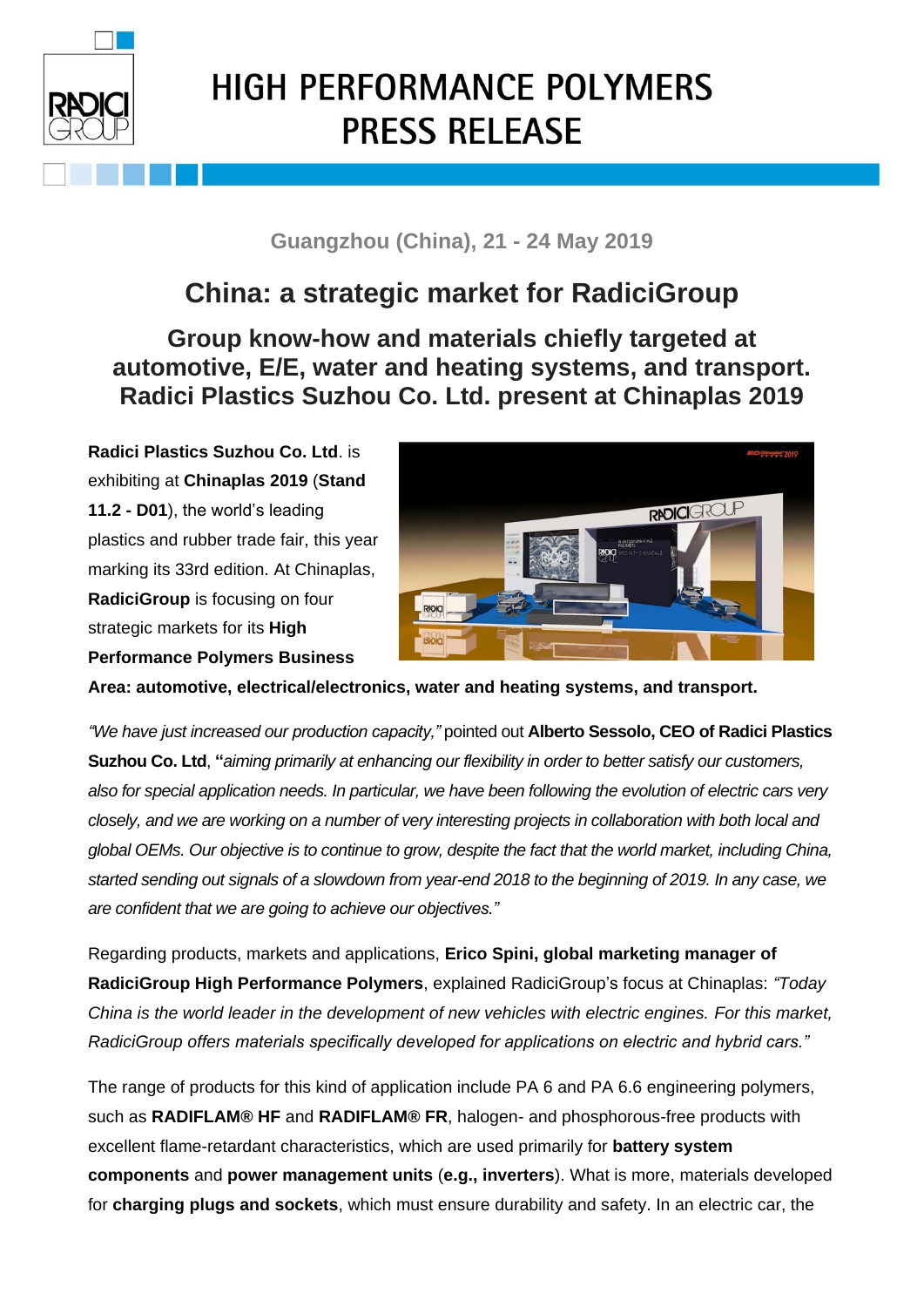# HIGH PERFORMANCE POLYMERS PRESS RELEASE

**Guangzhou (China), 21 - 24 May 2019**

## China: a strategic market for RadiciGroup

### Group know-how and materials chiefly targeted at automotive, E/E, water and heating systems, and transport. Radici Plastics Suzhou Co. Ltd. present at Chinaplas 2019

**Radici Plastics Suzhou Co. Ltd**. is exhibiting at **Chinaplas 2019** (**Stand 11.2 - D01**), the world's leading plastics and rubber trade fair, this year marking its 33rd edition. At Chinaplas, **RadiciGroup** is focusing on four strategic markets for its **High Performance Polymers Business Area: automotive, electrical/electronics, water and heating systems, and transport.**

*"We have just increased our production capacity,"* pointed out **Alberto Sessolo, CEO of Radici Plastics Suzhou Co. Ltd**, **"***aiming primarily at enhancing our flexibility in order to better satisfy our customers, also for special application needs. In particular, we have been following the evolution of electric cars very closely, and we are working on a number of very interesting projects in collaboration with both local and global OEMs. Our objective is to continue to grow, despite the fact that the world market, including China, started sending out signals of a slowdown from year-end 2018 to the beginning of 2019. In any case, we are confident that we are going to achieve our objectives."*

Regarding products, markets and applications, **Erico Spini, global marketing manager of RadiciGroup High Performance Polymers**, explained RadiciGroup's focus at Chinaplas: *"Today China is the world leader in the development of new vehicles with electric engines. For this market, RadiciGroup offers materials specifically developed for applications on electric and hybrid cars."*

The range of products for this kind of application include PA 6 and PA 6.6 engineering polymers, such as **RADIFLAM® HF** and **RADIFLAM® FR**, halogen- and phosphorous-free products with excellent flame-retardant characteristics, which are used primarily for **battery system components** and **power management units** (**e.g., inverters**). What is more, materials developed for **charging plugs and sockets**, which must ensure durability and safety. In an electric car, the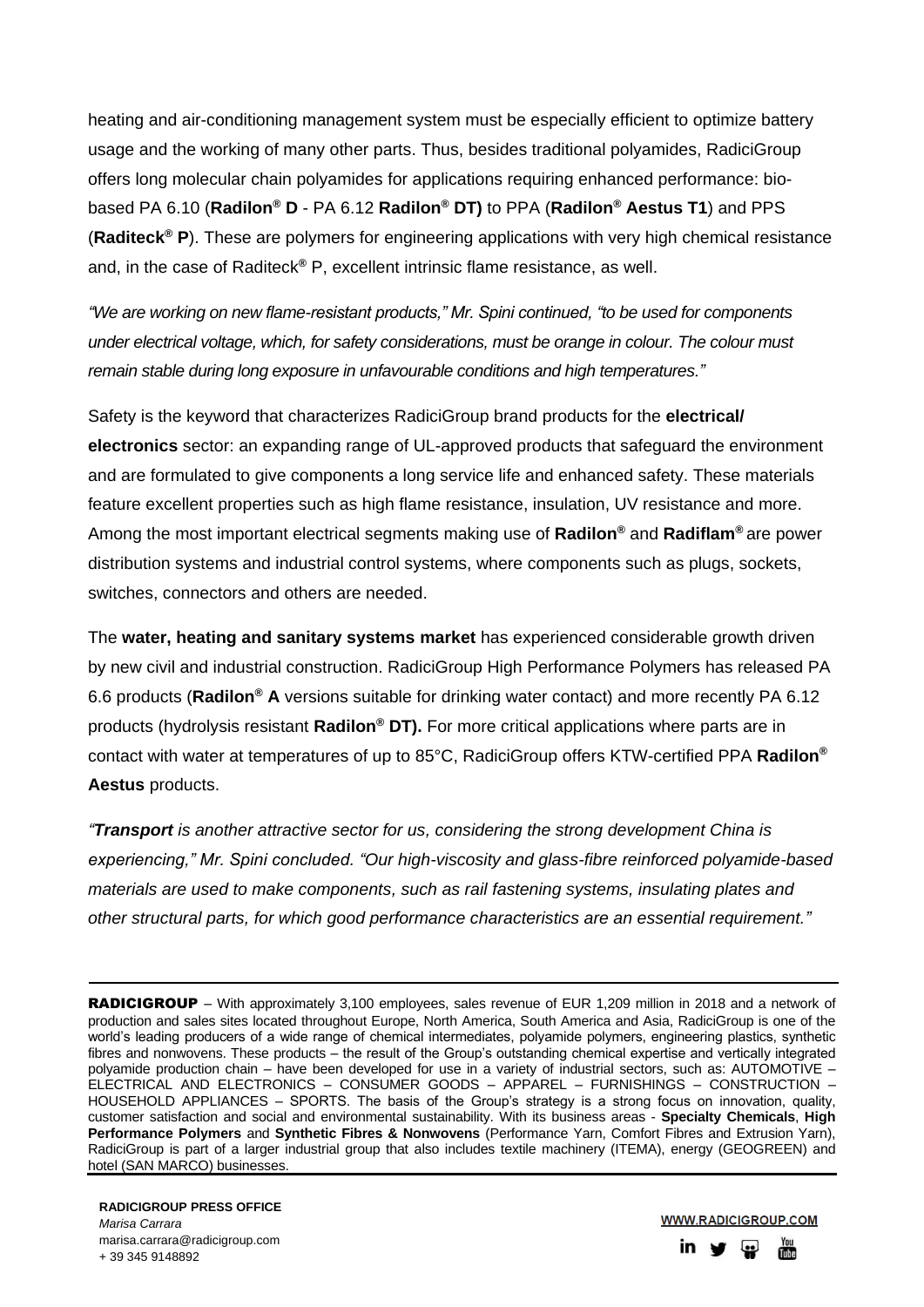heating and air-conditioning management system must be especially efficient to optimize battery usage and the working of many other parts. Thus, besides traditional polyamides, RadiciGroup offers long molecular chain polyamides for applications requiring enhanced performance: bio-based PA 6.10 (**Radilon® D** - PA 6.12 **Radilon® DT)** to PPA (**Radilon® Aestus T1**) and PPS (**Raditeck® P**). These are polymers for engineering applications with very high chemical resistance and, in the case of Raditeck® P, excellent intrinsic flame resistance, as well.

*"We are working on new flame-resistant products," Mr. Spini continued, "to be used for components under electrical voltage, which, for safety considerations, must be orange in colour. The colour must remain stable during long exposure in unfavourable conditions and high temperatures."*

Safety is the keyword that characterizes RadiciGroup brand products for the **electrical/ electronics** sector: an expanding range of UL-approved products that safeguard the environment and are formulated to give components a long service life and enhanced safety. These materials feature excellent properties such as high flame resistance, insulation, UV resistance and more. Among the most important electrical segments making use of **Radilon®** and **Radiflam®** are power distribution systems and industrial control systems, where components such as plugs, sockets, switches, connectors and others are needed.

The **water, heating and sanitary systems market** has experienced considerable growth driven by new civil and industrial construction. RadiciGroup High Performance Polymers has released PA 6.6 products (**Radilon® A** versions suitable for drinking water contact) and more recently PA 6.12 products (hydrolysis resistant **Radilon® DT).** For more critical applications where parts are in contact with water at temperatures of up to 85°C, RadiciGroup offers KTW-certified PPA **Radilon® Aestus** products.

*"**Transport** is another attractive sector for us, considering the strong development China is experiencing," Mr. Spini concluded. "Our high-viscosity and glass-fibre reinforced polyamide-based materials are used to make components, such as rail fastening systems, insulating plates and other structural parts, for which good performance characteristics are an essential requirement."*

---

**RADICIGROUP** – With approximately 3,100 employees, sales revenue of EUR 1,209 million in 2018 and a network of production and sales sites located throughout Europe, North America, South America and Asia, RadiciGroup is one of the world's leading producers of a wide range of chemical intermediates, polyamide polymers, engineering plastics, synthetic fibres and nonwovens. These products – the result of the Group's outstanding chemical expertise and vertically integrated polyamide production chain – have been developed for use in a variety of industrial sectors, such as: AUTOMOTIVE – ELECTRICAL AND ELECTRONICS – CONSUMER GOODS – APPAREL – FURNISHINGS – CONSTRUCTION – HOUSEHOLD APPLIANCES – SPORTS. The basis of the Group's strategy is a strong focus on innovation, quality, customer satisfaction and social and environmental sustainability. With its business areas - **Specialty Chemicals**, **High Performance Polymers** and **Synthetic Fibres & Nonwovens** (Performance Yarn, Comfort Fibres and Extrusion Yarn), RadiciGroup is part of a larger industrial group that also includes textile machinery (ITEMA), energy (GEOGREEN) and hotel (SAN MARCO) businesses.

**RADICIGROUP PRESS OFFICE**
*Marisa Carrara*
marisa.carrara@radicigroup.com
+ 39 345 9148892

WWW.RADICIGROUP.COM